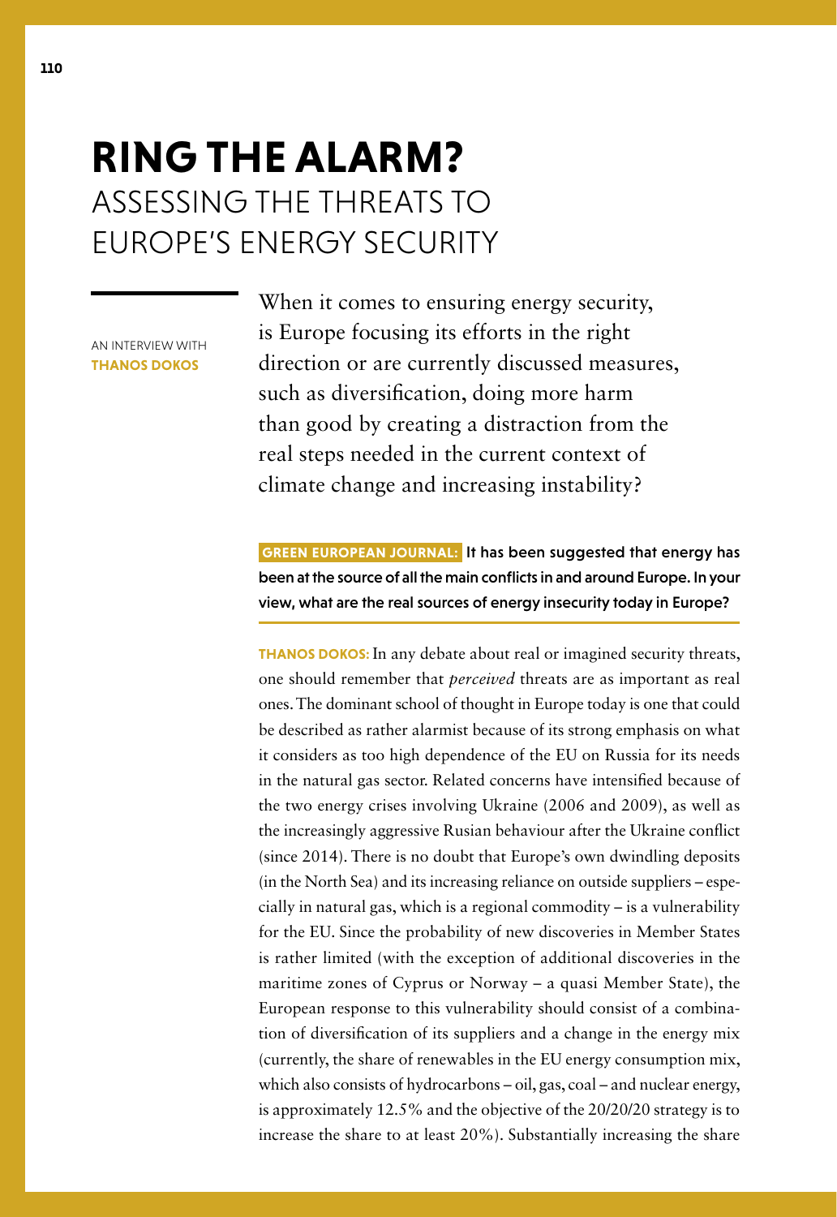# RING THE ALARM?
## ASSESSING THE THREATS TO EUROPE'S ENERGY SECURITY

AN INTERVIEW WITH **THANOS DOKOS**

When it comes to ensuring energy security, is Europe focusing its efforts in the right direction or are currently discussed measures, such as diversification, doing more harm than good by creating a distraction from the real steps needed in the current context of climate change and increasing instability?

**GREEN EUROPEAN JOURNAL: It has been suggested that energy has been at the source of all the main conflicts in and around Europe. In your view, what are the real sources of energy insecurity today in Europe?**

**THANOS DOKOS:** In any debate about real or imagined security threats, one should remember that *perceived* threats are as important as real ones. The dominant school of thought in Europe today is one that could be described as rather alarmist because of its strong emphasis on what it considers as too high dependence of the EU on Russia for its needs in the natural gas sector. Related concerns have intensified because of the two energy crises involving Ukraine (2006 and 2009), as well as the increasingly aggressive Rusian behaviour after the Ukraine conflict (since 2014). There is no doubt that Europe's own dwindling deposits (in the North Sea) and its increasing reliance on outside suppliers – especially in natural gas, which is a regional commodity – is a vulnerability for the EU. Since the probability of new discoveries in Member States is rather limited (with the exception of additional discoveries in the maritime zones of Cyprus or Norway – a quasi Member State), the European response to this vulnerability should consist of a combination of diversification of its suppliers and a change in the energy mix (currently, the share of renewables in the EU energy consumption mix, which also consists of hydrocarbons – oil, gas, coal – and nuclear energy, is approximately 12.5% and the objective of the 20/20/20 strategy is to increase the share to at least 20%). Substantially increasing the share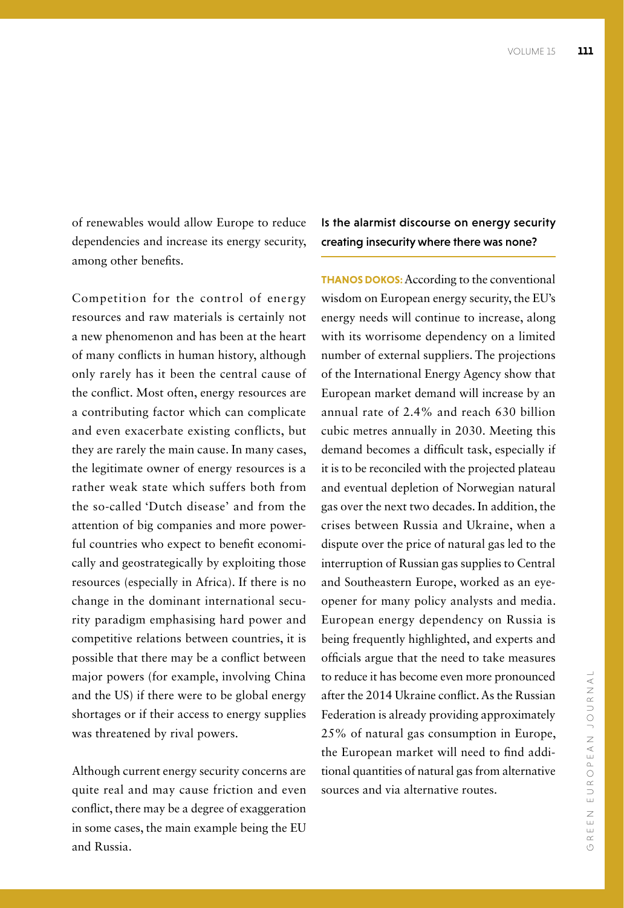of renewables would allow Europe to reduce dependencies and increase its energy security, among other benefits.

Competition for the control of energy resources and raw materials is certainly not a new phenomenon and has been at the heart of many conflicts in human history, although only rarely has it been the central cause of the conflict. Most often, energy resources are a contributing factor which can complicate and even exacerbate existing conflicts, but they are rarely the main cause. In many cases, the legitimate owner of energy resources is a rather weak state which suffers both from the so-called 'Dutch disease' and from the attention of big companies and more powerful countries who expect to benefit economically and geostrategically by exploiting those resources (especially in Africa). If there is no change in the dominant international security paradigm emphasising hard power and competitive relations between countries, it is possible that there may be a conflict between major powers (for example, involving China and the US) if there were to be global energy shortages or if their access to energy supplies was threatened by rival powers.

Although current energy security concerns are quite real and may cause friction and even conflict, there may be a degree of exaggeration in some cases, the main example being the EU and Russia.

## Is the alarmist discourse on energy security creating insecurity where there was none?

**THANOS DOKOS:** According to the conventional wisdom on European energy security, the EU's energy needs will continue to increase, along with its worrisome dependency on a limited number of external suppliers. The projections of the International Energy Agency show that European market demand will increase by an annual rate of 2.4% and reach 630 billion cubic metres annually in 2030. Meeting this demand becomes a difficult task, especially if it is to be reconciled with the projected plateau and eventual depletion of Norwegian natural gas over the next two decades. In addition, the crises between Russia and Ukraine, when a dispute over the price of natural gas led to the interruption of Russian gas supplies to Central and Southeastern Europe, worked as an eye-opener for many policy analysts and media. European energy dependency on Russia is being frequently highlighted, and experts and officials argue that the need to take measures to reduce it has become even more pronounced after the 2014 Ukraine conflict. As the Russian Federation is already providing approximately 25% of natural gas consumption in Europe, the European market will need to find additional quantities of natural gas from alternative sources and via alternative routes.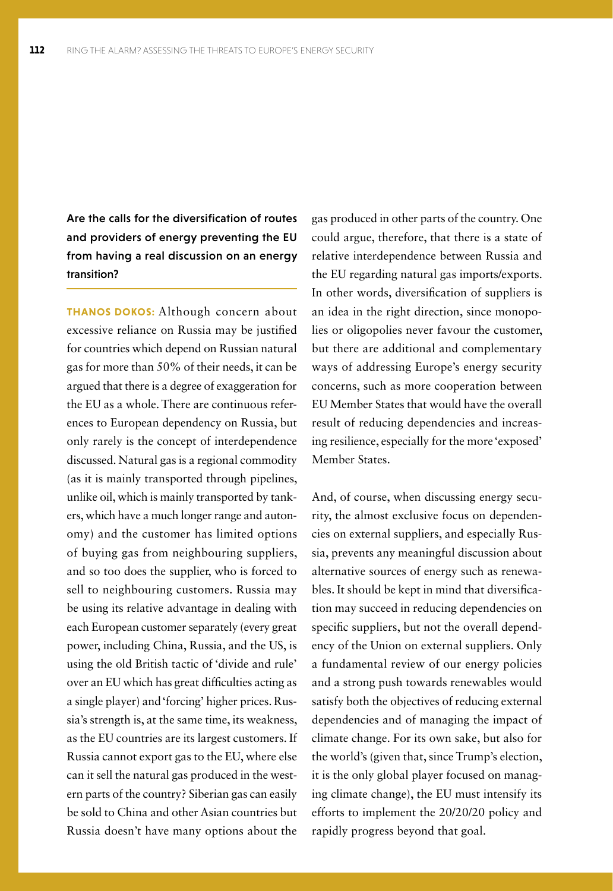**Are the calls for the diversification of routes and providers of energy preventing the EU from having a real discussion on an energy transition?**

**THANOS DOKOS:** Although concern about excessive reliance on Russia may be justified for countries which depend on Russian natural gas for more than 50% of their needs, it can be argued that there is a degree of exaggeration for the EU as a whole. There are continuous references to European dependency on Russia, but only rarely is the concept of interdependence discussed. Natural gas is a regional commodity (as it is mainly transported through pipelines, unlike oil, which is mainly transported by tankers, which have a much longer range and autonomy) and the customer has limited options of buying gas from neighbouring suppliers, and so too does the supplier, who is forced to sell to neighbouring customers. Russia may be using its relative advantage in dealing with each European customer separately (every great power, including China, Russia, and the US, is using the old British tactic of 'divide and rule' over an EU which has great difficulties acting as a single player) and 'forcing' higher prices. Russia's strength is, at the same time, its weakness, as the EU countries are its largest customers. If Russia cannot export gas to the EU, where else can it sell the natural gas produced in the western parts of the country? Siberian gas can easily be sold to China and other Asian countries but Russia doesn't have many options about the gas produced in other parts of the country. One could argue, therefore, that there is a state of relative interdependence between Russia and the EU regarding natural gas imports/exports. In other words, diversification of suppliers is an idea in the right direction, since monopolies or oligopolies never favour the customer, but there are additional and complementary ways of addressing Europe's energy security concerns, such as more cooperation between EU Member States that would have the overall result of reducing dependencies and increasing resilience, especially for the more 'exposed' Member States.

And, of course, when discussing energy security, the almost exclusive focus on dependencies on external suppliers, and especially Russia, prevents any meaningful discussion about alternative sources of energy such as renewables. It should be kept in mind that diversification may succeed in reducing dependencies on specific suppliers, but not the overall dependency of the Union on external suppliers. Only a fundamental review of our energy policies and a strong push towards renewables would satisfy both the objectives of reducing external dependencies and of managing the impact of climate change. For its own sake, but also for the world's (given that, since Trump's election, it is the only global player focused on managing climate change), the EU must intensify its efforts to implement the 20/20/20 policy and rapidly progress beyond that goal.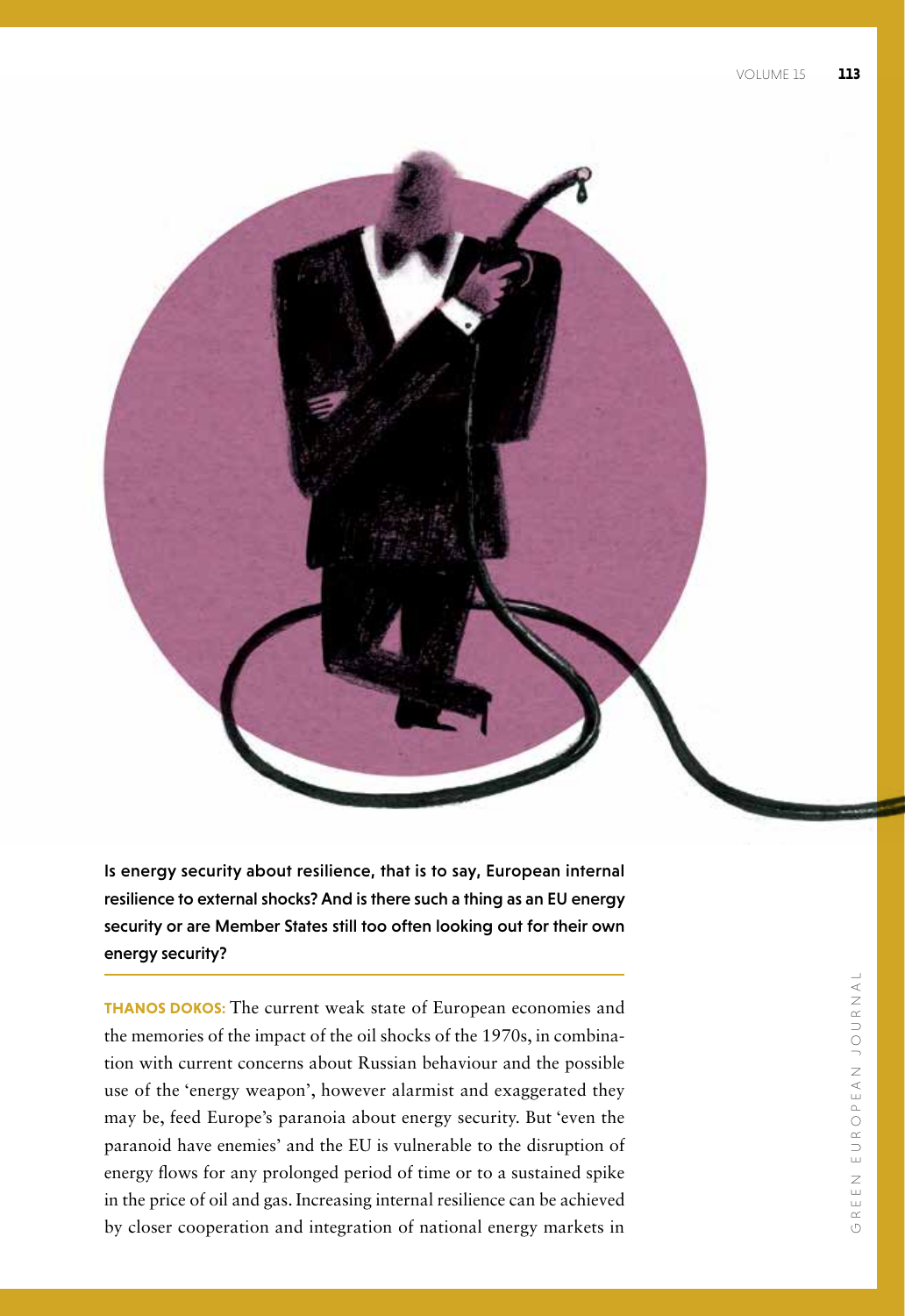**Is energy security about resilience, that is to say, European internal resilience to external shocks? And is there such a thing as an EU energy security or are Member States still too often looking out for their own energy security?**

---

**THANOS DOKOS:** The current weak state of European economies and the memories of the impact of the oil shocks of the 1970s, in combination with current concerns about Russian behaviour and the possible use of the 'energy weapon', however alarmist and exaggerated they may be, feed Europe's paranoia about energy security. But 'even the paranoid have enemies' and the EU is vulnerable to the disruption of energy flows for any prolonged period of time or to a sustained spike in the price of oil and gas. Increasing internal resilience can be achieved by closer cooperation and integration of national energy markets in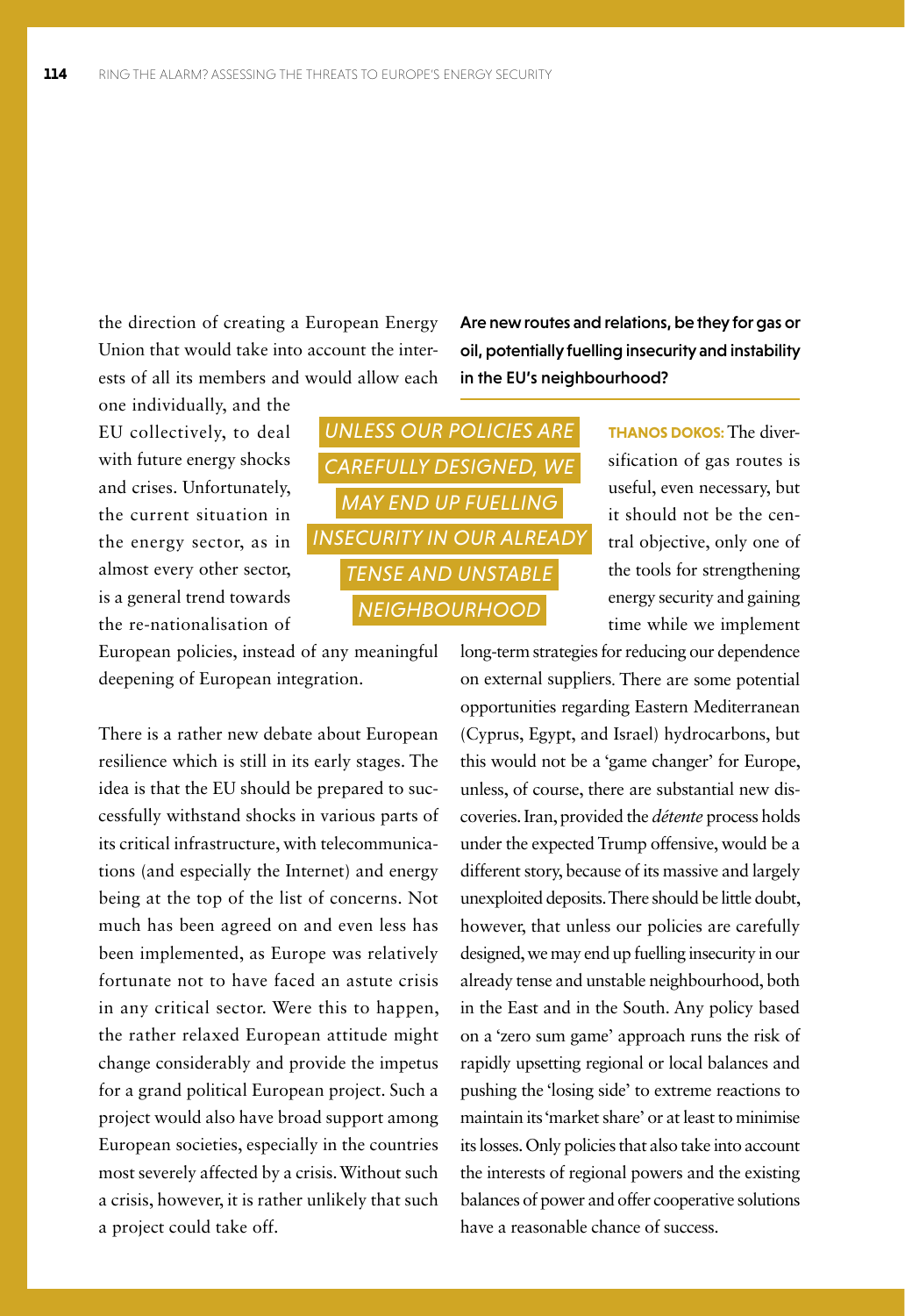the direction of creating a European Energy Union that would take into account the interests of all its members and would allow each one individually, and the EU collectively, to deal with future energy shocks and crises. Unfortunately, the current situation in the energy sector, as in almost every other sector, is a general trend towards the re-nationalisation of European policies, instead of any meaningful deepening of European integration.

There is a rather new debate about European resilience which is still in its early stages. The idea is that the EU should be prepared to successfully withstand shocks in various parts of its critical infrastructure, with telecommunications (and especially the Internet) and energy being at the top of the list of concerns. Not much has been agreed on and even less has been implemented, as Europe was relatively fortunate not to have faced an astute crisis in any critical sector. Were this to happen, the rather relaxed European attitude might change considerably and provide the impetus for a grand political European project. Such a project would also have broad support among European societies, especially in the countries most severely affected by a crisis. Without such a crisis, however, it is rather unlikely that such a project could take off.

**Are new routes and relations, be they for gas or oil, potentially fuelling insecurity and instability in the EU's neighbourhood?**

*UNLESS OUR POLICIES ARE CAREFULLY DESIGNED, WE MAY END UP FUELLING INSECURITY IN OUR ALREADY TENSE AND UNSTABLE NEIGHBOURHOOD*

**THANOS DOKOS:** The diversification of gas routes is useful, even necessary, but it should not be the central objective, only one of the tools for strengthening energy security and gaining time while we implement long-term strategies for reducing our dependence on external suppliers. There are some potential opportunities regarding Eastern Mediterranean (Cyprus, Egypt, and Israel) hydrocarbons, but this would not be a 'game changer' for Europe, unless, of course, there are substantial new discoveries. Iran, provided the *détente* process holds under the expected Trump offensive, would be a different story, because of its massive and largely unexploited deposits. There should be little doubt, however, that unless our policies are carefully designed, we may end up fuelling insecurity in our already tense and unstable neighbourhood, both in the East and in the South. Any policy based on a 'zero sum game' approach runs the risk of rapidly upsetting regional or local balances and pushing the 'losing side' to extreme reactions to maintain its 'market share' or at least to minimise its losses. Only policies that also take into account the interests of regional powers and the existing balances of power and offer cooperative solutions have a reasonable chance of success.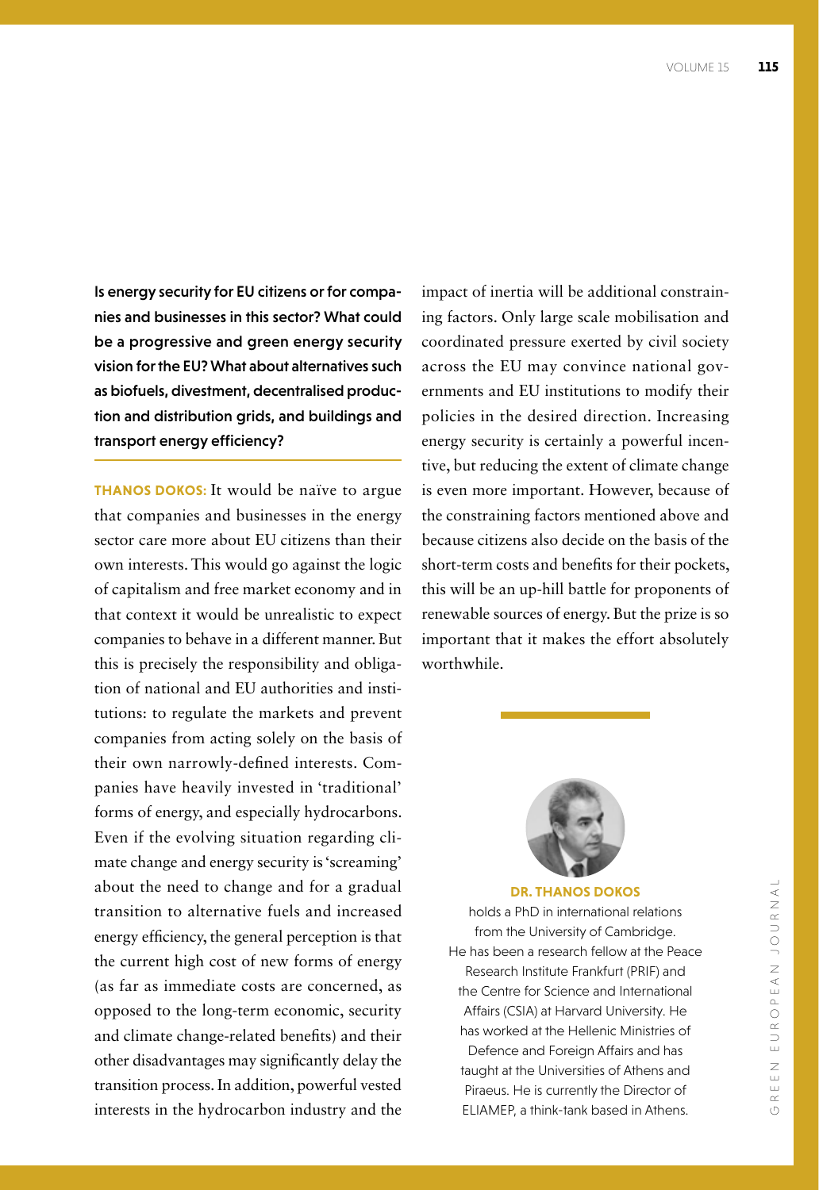**Is energy security for EU citizens or for companies and businesses in this sector? What could be a progressive and green energy security vision for the EU? What about alternatives such as biofuels, divestment, decentralised production and distribution grids, and buildings and transport energy efficiency?**

**THANOS DOKOS:** It would be naïve to argue that companies and businesses in the energy sector care more about EU citizens than their own interests. This would go against the logic of capitalism and free market economy and in that context it would be unrealistic to expect companies to behave in a different manner. But this is precisely the responsibility and obligation of national and EU authorities and institutions: to regulate the markets and prevent companies from acting solely on the basis of their own narrowly-defined interests. Companies have heavily invested in 'traditional' forms of energy, and especially hydrocarbons. Even if the evolving situation regarding climate change and energy security is 'screaming' about the need to change and for a gradual transition to alternative fuels and increased energy efficiency, the general perception is that the current high cost of new forms of energy (as far as immediate costs are concerned, as opposed to the long-term economic, security and climate change-related benefits) and their other disadvantages may significantly delay the transition process. In addition, powerful vested interests in the hydrocarbon industry and the impact of inertia will be additional constraining factors. Only large scale mobilisation and coordinated pressure exerted by civil society across the EU may convince national governments and EU institutions to modify their policies in the desired direction. Increasing energy security is certainly a powerful incentive, but reducing the extent of climate change is even more important. However, because of the constraining factors mentioned above and because citizens also decide on the basis of the short-term costs and benefits for their pockets, this will be an up-hill battle for proponents of renewable sources of energy. But the prize is so important that it makes the effort absolutely worthwhile.

**DR. THANOS DOKOS**
holds a PhD in international relations from the University of Cambridge. He has been a research fellow at the Peace Research Institute Frankfurt (PRIF) and the Centre for Science and International Affairs (CSIA) at Harvard University. He has worked at the Hellenic Ministries of Defence and Foreign Affairs and has taught at the Universities of Athens and Piraeus. He is currently the Director of ELIAMEP, a think-tank based in Athens.